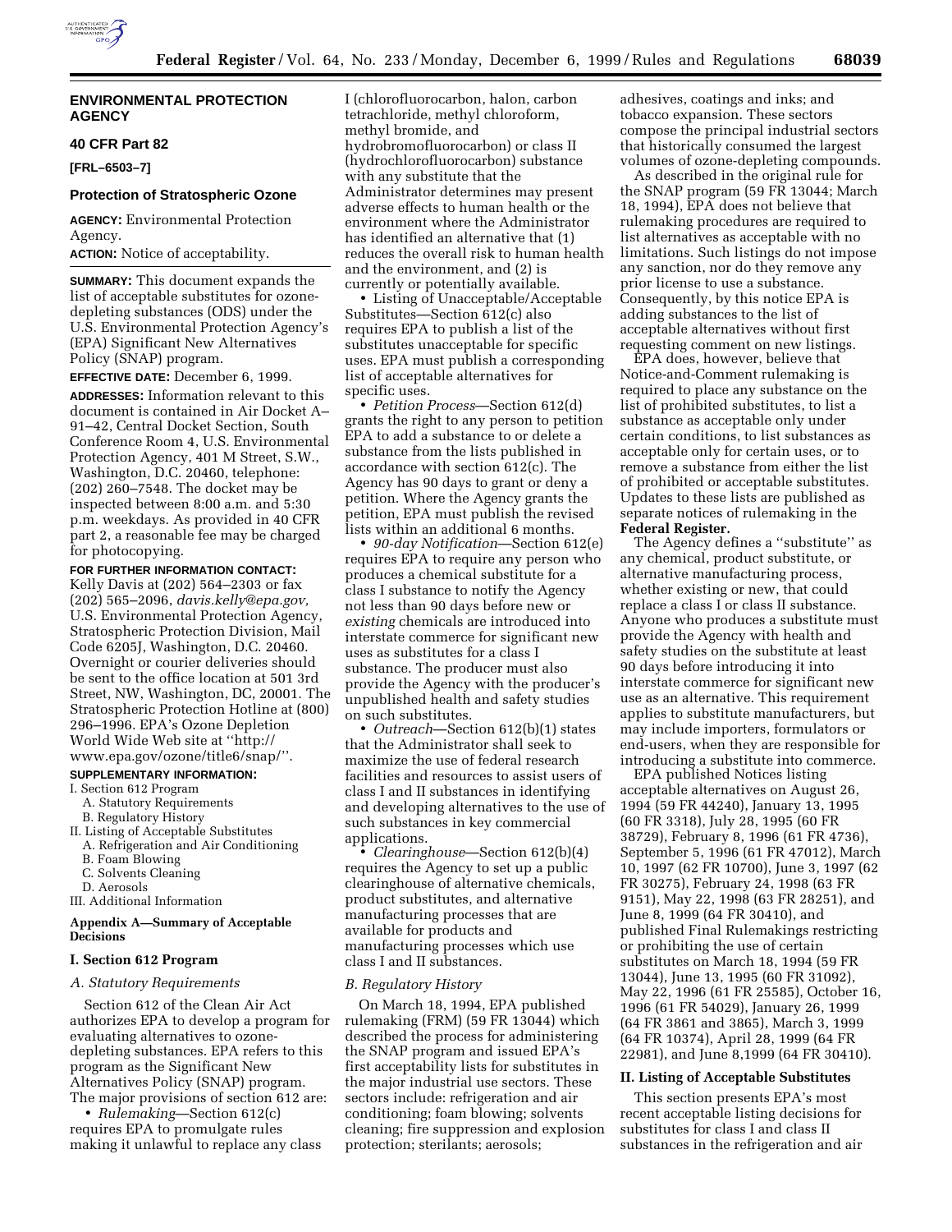## ENVIRONMENTAL PROTECTION AGENCY

### 40 CFR Part 82

**[FRL–6503–7]**

### Protection of Stratospheric Ozone

**AGENCY:** Environmental Protection Agency.

**ACTION:** Notice of acceptability.

**SUMMARY:** This document expands the list of acceptable substitutes for ozone-depleting substances (ODS) under the U.S. Environmental Protection Agency's (EPA) Significant New Alternatives Policy (SNAP) program.

**EFFECTIVE DATE:** December 6, 1999.

**ADDRESSES:** Information relevant to this document is contained in Air Docket A–91–42, Central Docket Section, South Conference Room 4, U.S. Environmental Protection Agency, 401 M Street, S.W., Washington, D.C. 20460, telephone: (202) 260–7548. The docket may be inspected between 8:00 a.m. and 5:30 p.m. weekdays. As provided in 40 CFR part 2, a reasonable fee may be charged for photocopying.

**FOR FURTHER INFORMATION CONTACT:** Kelly Davis at (202) 564–2303 or fax (202) 565–2096, *davis.kelly@epa.gov,* U.S. Environmental Protection Agency, Stratospheric Protection Division, Mail Code 6205J, Washington, D.C. 20460. Overnight or courier deliveries should be sent to the office location at 501 3rd Street, NW, Washington, DC, 20001. The Stratospheric Protection Hotline at (800) 296–1996. EPA's Ozone Depletion World Wide Web site at ''http://www.epa.gov/ozone/title6/snap/''.

**SUPPLEMENTARY INFORMATION:**

I. Section 612 Program
- A. Statutory Requirements
- B. Regulatory History

II. Listing of Acceptable Substitutes
- A. Refrigeration and Air Conditioning
- B. Foam Blowing
- C. Solvents Cleaning
- D. Aerosols

III. Additional Information

**Appendix A—Summary of Acceptable Decisions**

### I. Section 612 Program

#### *A. Statutory Requirements*

Section 612 of the Clean Air Act authorizes EPA to develop a program for evaluating alternatives to ozone-depleting substances. EPA refers to this program as the Significant New Alternatives Policy (SNAP) program. The major provisions of section 612 are:

• *Rulemaking*—Section 612(c) requires EPA to promulgate rules making it unlawful to replace any class I (chlorofluorocarbon, halon, carbon tetrachloride, methyl chloroform, methyl bromide, and hydrobromofluorocarbon) or class II (hydrochlorofluorocarbon) substance with any substitute that the Administrator determines may present adverse effects to human health or the environment where the Administrator has identified an alternative that (1) reduces the overall risk to human health and the environment, and (2) is currently or potentially available.

• Listing of Unacceptable/Acceptable Substitutes—Section 612(c) also requires EPA to publish a list of the substitutes unacceptable for specific uses. EPA must publish a corresponding list of acceptable alternatives for specific uses.

• *Petition Process*—Section 612(d) grants the right to any person to petition EPA to add a substance to or delete a substance from the lists published in accordance with section 612(c). The Agency has 90 days to grant or deny a petition. Where the Agency grants the petition, EPA must publish the revised lists within an additional 6 months.

• *90-day Notification*—Section 612(e) requires EPA to require any person who produces a chemical substitute for a class I substance to notify the Agency not less than 90 days before new or *existing* chemicals are introduced into interstate commerce for significant new uses as substitutes for a class I substance. The producer must also provide the Agency with the producer's unpublished health and safety studies on such substitutes.

• *Outreach*—Section 612(b)(1) states that the Administrator shall seek to maximize the use of federal research facilities and resources to assist users of class I and II substances in identifying and developing alternatives to the use of such substances in key commercial applications.

• *Clearinghouse*—Section 612(b)(4) requires the Agency to set up a public clearinghouse of alternative chemicals, product substitutes, and alternative manufacturing processes that are available for products and manufacturing processes which use class I and II substances.

#### *B. Regulatory History*

On March 18, 1994, EPA published rulemaking (FRM) (59 FR 13044) which described the process for administering the SNAP program and issued EPA's first acceptability lists for substitutes in the major industrial use sectors. These sectors include: refrigeration and air conditioning; foam blowing; solvents cleaning; fire suppression and explosion protection; sterilants; aerosols; adhesives, coatings and inks; and tobacco expansion. These sectors compose the principal industrial sectors that historically consumed the largest volumes of ozone-depleting compounds.

As described in the original rule for the SNAP program (59 FR 13044; March 18, 1994), EPA does not believe that rulemaking procedures are required to list alternatives as acceptable with no limitations. Such listings do not impose any sanction, nor do they remove any prior license to use a substance. Consequently, by this notice EPA is adding substances to the list of acceptable alternatives without first requesting comment on new listings.

EPA does, however, believe that Notice-and-Comment rulemaking is required to place any substance on the list of prohibited substitutes, to list a substance as acceptable only under certain conditions, to list substances as acceptable only for certain uses, or to remove a substance from either the list of prohibited or acceptable substitutes. Updates to these lists are published as separate notices of rulemaking in the **Federal Register.**

The Agency defines a ''substitute'' as any chemical, product substitute, or alternative manufacturing process, whether existing or new, that could replace a class I or class II substance. Anyone who produces a substitute must provide the Agency with health and safety studies on the substitute at least 90 days before introducing it into interstate commerce for significant new use as an alternative. This requirement applies to substitute manufacturers, but may include importers, formulators or end-users, when they are responsible for introducing a substitute into commerce.

EPA published Notices listing acceptable alternatives on August 26, 1994 (59 FR 44240), January 13, 1995 (60 FR 3318), July 28, 1995 (60 FR 38729), February 8, 1996 (61 FR 4736), September 5, 1996 (61 FR 47012), March 10, 1997 (62 FR 10700), June 3, 1997 (62 FR 30275), February 24, 1998 (63 FR 9151), May 22, 1998 (63 FR 28251), and June 8, 1999 (64 FR 30410), and published Final Rulemakings restricting or prohibiting the use of certain substitutes on March 18, 1994 (59 FR 13044), June 13, 1995 (60 FR 31092), May 22, 1996 (61 FR 25585), October 16, 1996 (61 FR 54029), January 26, 1999 (64 FR 3861 and 3865), March 3, 1999 (64 FR 10374), April 28, 1999 (64 FR 22981), and June 8,1999 (64 FR 30410).

### II. Listing of Acceptable Substitutes

This section presents EPA's most recent acceptable listing decisions for substitutes for class I and class II substances in the refrigeration and air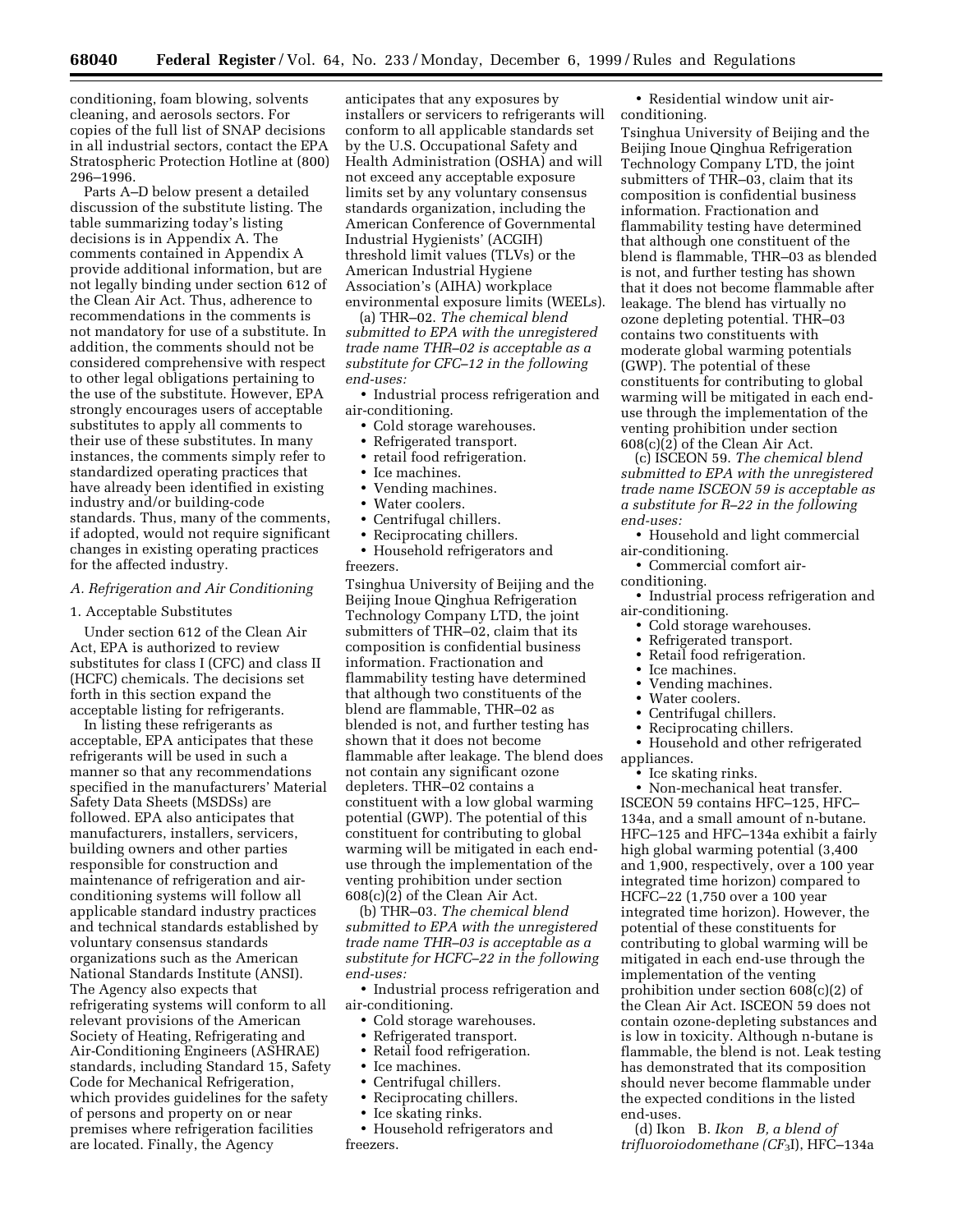conditioning, foam blowing, solvents cleaning, and aerosols sectors. For copies of the full list of SNAP decisions in all industrial sectors, contact the EPA Stratospheric Protection Hotline at (800) 296–1996.

Parts A–D below present a detailed discussion of the substitute listing. The table summarizing today's listing decisions is in Appendix A. The comments contained in Appendix A provide additional information, but are not legally binding under section 612 of the Clean Air Act. Thus, adherence to recommendations in the comments is not mandatory for use of a substitute. In addition, the comments should not be considered comprehensive with respect to other legal obligations pertaining to the use of the substitute. However, EPA strongly encourages users of acceptable substitutes to apply all comments to their use of these substitutes. In many instances, the comments simply refer to standardized operating practices that have already been identified in existing industry and/or building-code standards. Thus, many of the comments, if adopted, would not require significant changes in existing operating practices for the affected industry.

### A. Refrigeration and Air Conditioning

#### 1. Acceptable Substitutes

Under section 612 of the Clean Air Act, EPA is authorized to review substitutes for class I (CFC) and class II (HCFC) chemicals. The decisions set forth in this section expand the acceptable listing for refrigerants.

In listing these refrigerants as acceptable, EPA anticipates that these refrigerants will be used in such a manner so that any recommendations specified in the manufacturers' Material Safety Data Sheets (MSDSs) are followed. EPA also anticipates that manufacturers, installers, servicers, building owners and other parties responsible for construction and maintenance of refrigeration and air-conditioning systems will follow all applicable standard industry practices and technical standards established by voluntary consensus standards organizations such as the American National Standards Institute (ANSI). The Agency also expects that refrigerating systems will conform to all relevant provisions of the American Society of Heating, Refrigerating and Air-Conditioning Engineers (ASHRAE) standards, including Standard 15, Safety Code for Mechanical Refrigeration, which provides guidelines for the safety of persons and property on or near premises where refrigeration facilities are located. Finally, the Agency anticipates that any exposures by installers or servicers to refrigerants will conform to all applicable standards set by the U.S. Occupational Safety and Health Administration (OSHA) and will not exceed any acceptable exposure limits set by any voluntary consensus standards organization, including the American Conference of Governmental Industrial Hygienists' (ACGIH) threshold limit values (TLVs) or the American Industrial Hygiene Association's (AIHA) workplace environmental exposure limits (WEELs).

(a) THR–02. *The chemical blend submitted to EPA with the unregistered trade name THR–02 is acceptable as a substitute for CFC–12 in the following end-uses:*

- Industrial process refrigeration and air-conditioning.
- Cold storage warehouses.
- Refrigerated transport.
- retail food refrigeration.
- Ice machines.
- Vending machines.
- Water coolers.
- Centrifugal chillers.
- Reciprocating chillers.
- Household refrigerators and freezers.

Tsinghua University of Beijing and the Beijing Inoue Qinghua Refrigeration Technology Company LTD, the joint submitters of THR–02, claim that its composition is confidential business information. Fractionation and flammability testing have determined that although two constituents of the blend are flammable, THR–02 as blended is not, and further testing has shown that it does not become flammable after leakage. The blend does not contain any significant ozone depleters. THR–02 contains a constituent with a low global warming potential (GWP). The potential of this constituent for contributing to global warming will be mitigated in each end-use through the implementation of the venting prohibition under section 608(c)(2) of the Clean Air Act.

(b) THR–03. *The chemical blend submitted to EPA with the unregistered trade name THR–03 is acceptable as a substitute for HCFC–22 in the following end-uses:*

- Industrial process refrigeration and air-conditioning.
- Cold storage warehouses.
- Refrigerated transport.
- Retail food refrigeration.
- Ice machines.
- Centrifugal chillers.
- Reciprocating chillers.
- Ice skating rinks.
- Household refrigerators and freezers.
- Residential window unit air-conditioning.

Tsinghua University of Beijing and the Beijing Inoue Qinghua Refrigeration Technology Company LTD, the joint submitters of THR–03, claim that its composition is confidential business information. Fractionation and flammability testing have determined that although one constituent of the blend is flammable, THR–03 as blended is not, and further testing has shown that it does not become flammable after leakage. The blend has virtually no ozone depleting potential. THR–03 contains two constituents with moderate global warming potentials (GWP). The potential of these constituents for contributing to global warming will be mitigated in each end-use through the implementation of the venting prohibition under section 608(c)(2) of the Clean Air Act.

(c) ISCEON 59. *The chemical blend submitted to EPA with the unregistered trade name ISCEON 59 is acceptable as a substitute for R–22 in the following end-uses:*

- Household and light commercial air-conditioning.
- Commercial comfort air-conditioning.
- Industrial process refrigeration and air-conditioning.
- Cold storage warehouses.
- Refrigerated transport.
- Retail food refrigeration.
- Ice machines.
- Vending machines.
- Water coolers.
- Centrifugal chillers.
- Reciprocating chillers.
- Household and other refrigerated appliances.
- Ice skating rinks.
- Non-mechanical heat transfer.

ISCEON 59 contains HFC–125, HFC–134a, and a small amount of n-butane. HFC–125 and HFC–134a exhibit a fairly high global warming potential (3,400 and 1,900, respectively, over a 100 year integrated time horizon) compared to HCFC–22 (1,750 over a 100 year integrated time horizon). However, the potential of these constituents for contributing to global warming will be mitigated in each end-use through the implementation of the venting prohibition under section 608(c)(2) of the Clean Air Act. ISCEON 59 does not contain ozone-depleting substances and is low in toxicity. Although n-butane is flammable, the blend is not. Leak testing has demonstrated that its composition should never become flammable under the expected conditions in the listed end-uses.

(d) Ikon B. *Ikon B, a blend of trifluoroiodomethane ($CF_3I$), HFC–134a*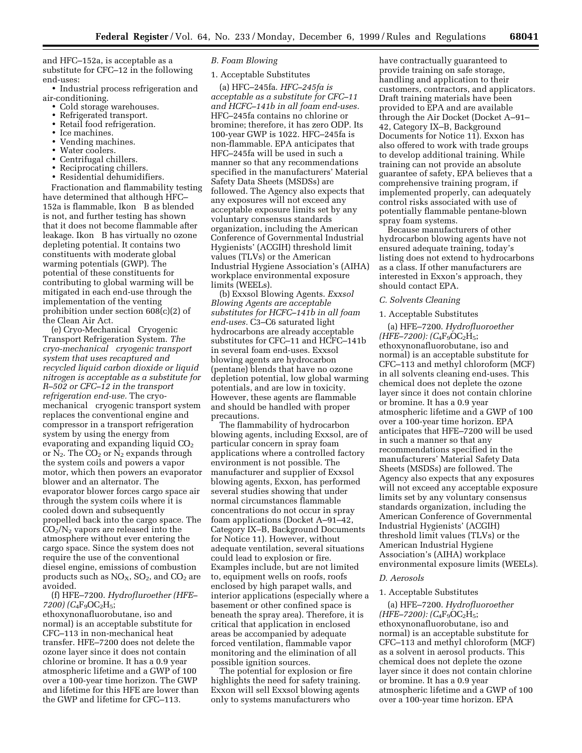and HFC–152a, is acceptable as a substitute for CFC–12 in the following end-uses:

- Industrial process refrigeration and air-conditioning.
- Cold storage warehouses.
- Refrigerated transport.
- Retail food refrigeration.
- Ice machines.
- Vending machines.
- Water coolers.
- Centrifugal chillers.
- Reciprocating chillers.
- Residential dehumidifiers.

Fractionation and flammability testing have determined that although HFC–152a is flammable, Ikon B as blended is not, and further testing has shown that it does not become flammable after leakage. Ikon B has virtually no ozone depleting potential. It contains two constituents with moderate global warming potentials (GWP). The potential of these constituents for contributing to global warming will be mitigated in each end-use through the implementation of the venting prohibition under section 608(c)(2) of the Clean Air Act.

(e) Cryo-Mechanical Cryogenic Transport Refrigeration System. *The cryo-mechanical cryogenic transport system that uses recaptured and recycled liquid carbon dioxide or liquid nitrogen is acceptable as a substitute for R–502 or CFC–12 in the transport refrigeration end-use.* The cryo-mechanical cryogenic transport system replaces the conventional engine and compressor in a transport refrigeration system by using the energy from evaporating and expanding liquid $CO_2$ or $N_2$. The $CO_2$ or $N_2$ expands through the system coils and powers a vapor motor, which then powers an evaporator blower and an alternator. The evaporator blower forces cargo space air through the system coils where it is cooled down and subsequently propelled back into the cargo space. The $CO_2$/$N_2$ vapors are released into the atmosphere without ever entering the cargo space. Since the system does not require the use of the conventional diesel engine, emissions of combustion products such as $NO_X$, $SO_2$, and $CO_2$ are avoided.

(f) HFE–7200. *Hydrofluroether (HFE–7200) ($C_4F_9OC_2H_5$;* ethoxynonafluorobutane, iso and normal) is an acceptable substitute for CFC–113 in non-mechanical heat transfer. HFE–7200 does not delete the ozone layer since it does not contain chlorine or bromine. It has a 0.9 year atmospheric lifetime and a GWP of 100 over a 100-year time horizon. The GWP and lifetime for this HFE are lower than the GWP and lifetime for CFC–113.

*B. Foam Blowing*

1. Acceptable Substitutes

(a) HFC–245fa. *HFC–245fa is acceptable as a substitute for CFC–11 and HCFC–141b in all foam end-uses.* HFC–245fa contains no chlorine or bromine; therefore, it has zero ODP. Its 100-year GWP is 1022. HFC–245fa is non-flammable. EPA anticipates that HFC–245fa will be used in such a manner so that any recommendations specified in the manufacturers' Material Safety Data Sheets (MSDSs) are followed. The Agency also expects that any exposures will not exceed any acceptable exposure limits set by any voluntary consensus standards organization, including the American Conference of Governmental Industrial Hygienists' (ACGIH) threshold limit values (TLVs) or the American Industrial Hygiene Association's (AIHA) workplace environmental exposure limits (WEELs).

(b) Exxsol Blowing Agents. *Exxsol Blowing Agents are acceptable substitutes for HCFC–141b in all foam end-uses.* C3–C6 saturated light hydrocarbons are already acceptable substitutes for CFC–11 and HCFC–141b in several foam end-uses. Exxsol blowing agents are hydrocarbon (pentane) blends that have no ozone depletion potential, low global warming potentials, and are low in toxicity. However, these agents are flammable and should be handled with proper precautions.

The flammability of hydrocarbon blowing agents, including Exxsol, are of particular concern in spray foam applications where a controlled factory environment is not possible. The manufacturer and supplier of Exxsol blowing agents, Exxon, has performed several studies showing that under normal circumstances flammable concentrations do not occur in spray foam applications (Docket A–91–42, Category IX–B, Background Documents for Notice 11). However, without adequate ventilation, several situations could lead to explosion or fire. Examples include, but are not limited to, equipment wells on roofs, roofs enclosed by high parapet walls, and interior applications (especially where a basement or other confined space is beneath the spray area). Therefore, it is critical that application in enclosed areas be accompanied by adequate forced ventilation, flammable vapor monitoring and the elimination of all possible ignition sources.

The potential for explosion or fire highlights the need for safety training. Exxon will sell Exxsol blowing agents only to systems manufacturers who have contractually guaranteed to provide training on safe storage, handling and application to their customers, contractors, and applicators. Draft training materials have been provided to EPA and are available through the Air Docket (Docket A–91–42, Category IX–B, Background Documents for Notice 11). Exxon has also offered to work with trade groups to develop additional training. While training can not provide an absolute guarantee of safety, EPA believes that a comprehensive training program, if implemented properly, can adequately control risks associated with use of potentially flammable pentane-blown spray foam systems.

Because manufacturers of other hydrocarbon blowing agents have not ensured adequate training, today's listing does not extend to hydrocarbons as a class. If other manufacturers are interested in Exxon's approach, they should contact EPA.

*C. Solvents Cleaning*

1. Acceptable Substitutes

(a) HFE–7200. *Hydrofluoroether (HFE–7200): ($C_4F_9OC_2H_5$;* ethoxynonafluorobutane, iso and normal) is an acceptable substitute for CFC–113 and methyl chloroform (MCF) in all solvents cleaning end-uses. This chemical does not deplete the ozone layer since it does not contain chlorine or bromine. It has a 0.9 year atmospheric lifetime and a GWP of 100 over a 100-year time horizon. EPA anticipates that HFE–7200 will be used in such a manner so that any recommendations specified in the manufacturers' Material Safety Data Sheets (MSDSs) are followed. The Agency also expects that any exposures will not exceed any acceptable exposure limits set by any voluntary consensus standards organization, including the American Conference of Governmental Industrial Hygienists' (ACGIH) threshold limit values (TLVs) or the American Industrial Hygiene Association's (AIHA) workplace environmental exposure limits (WEELs).

*D. Aerosols*

1. Acceptable Substitutes

(a) HFE–7200. *Hydrofluoroether (HFE–7200): ($C_4F_9OC_2H_5$;* ethoxynonafluorobutane, iso and normal) is an acceptable substitute for CFC–113 and methyl chloroform (MCF) as a solvent in aerosol products. This chemical does not deplete the ozone layer since it does not contain chlorine or bromine. It has a 0.9 year atmospheric lifetime and a GWP of 100 over a 100-year time horizon. EPA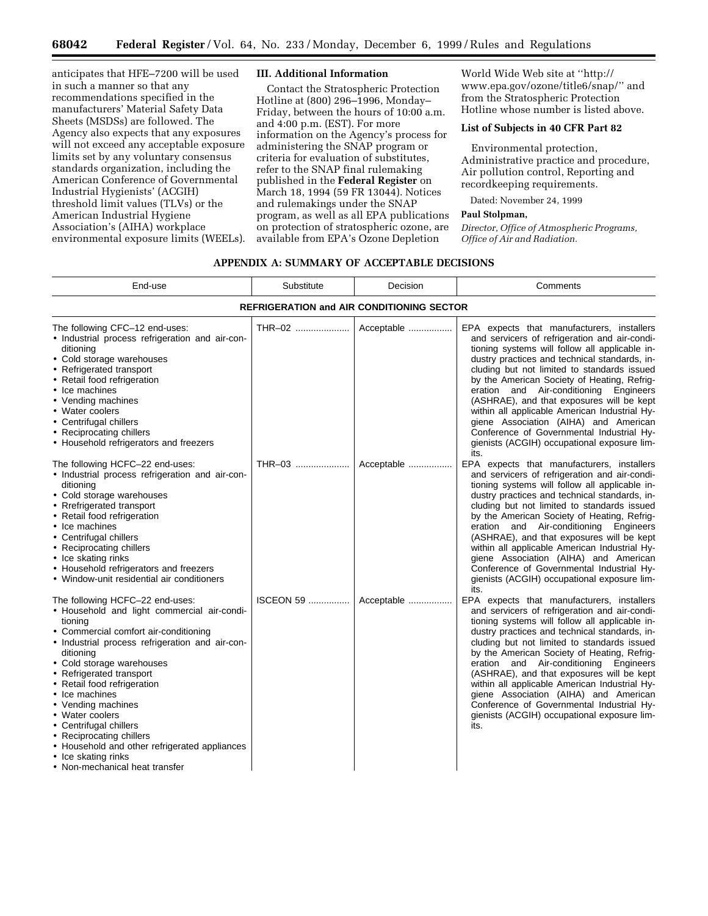anticipates that HFE–7200 will be used in such a manner so that any recommendations specified in the manufacturers' Material Safety Data Sheets (MSDSs) are followed. The Agency also expects that any exposures will not exceed any acceptable exposure limits set by any voluntary consensus standards organization, including the American Conference of Governmental Industrial Hygienists' (ACGIH) threshold limit values (TLVs) or the American Industrial Hygiene Association's (AIHA) workplace environmental exposure limits (WEELs).

## III. Additional Information

Contact the Stratospheric Protection Hotline at (800) 296–1996, Monday–Friday, between the hours of 10:00 a.m. and 4:00 p.m. (EST). For more information on the Agency's process for administering the SNAP program or criteria for evaluation of substitutes, refer to the SNAP final rulemaking published in the **Federal Register** on March 18, 1994 (59 FR 13044). Notices and rulemakings under the SNAP program, as well as all EPA publications on protection of stratospheric ozone, are available from EPA's Ozone Depletion World Wide Web site at "http://www.epa.gov/ozone/title6/snap/" and from the Stratospheric Protection Hotline whose number is listed above.

### List of Subjects in 40 CFR Part 82

Environmental protection, Administrative practice and procedure, Air pollution control, Reporting and recordkeeping requirements.

Dated: November 24, 1999

**Paul Stolpman,**

*Director, Office of Atmospheric Programs, Office of Air and Radiation.*

## APPENDIX A: SUMMARY OF ACCEPTABLE DECISIONS

| End-use | Substitute | Decision | Comments |
|---|---|---|---|
| **REFRIGERATION and AIR CONDITIONING SECTOR** | | | |
| The following CFC–12 end-uses:<br>• Industrial process refrigeration and air-conditioning<br>• Cold storage warehouses<br>• Refrigerated transport<br>• Retail food refrigeration<br>• Ice machines<br>• Vending machines<br>• Water coolers<br>• Centrifugal chillers<br>• Reciprocating chillers<br>• Household refrigerators and freezers | THR–02 | Acceptable | EPA expects that manufacturers, installers and servicers of refrigeration and air-conditioning systems will follow all applicable industry practices and technical standards, including but not limited to standards issued by the American Society of Heating, Refrigeration and Air-conditioning Engineers (ASHRAE), and that exposures will be kept within all applicable American Industrial Hygiene Association (AIHA) and American Conference of Governmental Industrial Hygienists (ACGIH) occupational exposure limits. |
| The following HCFC–22 end-uses:<br>• Industrial process refrigeration and air-conditioning<br>• Cold storage warehouses<br>• Rrefrigerated transport<br>• Retail food refrigeration<br>• Ice machines<br>• Centrifugal chillers<br>• Reciprocating chillers<br>• Ice skating rinks<br>• Household refrigerators and freezers<br>• Window-unit residential air conditioners | THR–03 | Acceptable | EPA expects that manufacturers, installers and servicers of refrigeration and air-conditioning systems will follow all applicable industry practices and technical standards, including but not limited to standards issued by the American Society of Heating, Refrigeration and Air-conditioning Engineers (ASHRAE), and that exposures will be kept within all applicable American Industrial Hygiene Association (AIHA) and American Conference of Governmental Industrial Hygienists (ACGIH) occupational exposure limits. |
| The following HCFC–22 end-uses:<br>• Household and light commercial air-conditioning<br>• Commercial comfort air-conditioning<br>• Industrial process refrigeration and air-conditioning<br>• Cold storage warehouses<br>• Refrigerated transport<br>• Retail food refrigeration<br>• Ice machines<br>• Vending machines<br>• Water coolers<br>• Centrifugal chillers<br>• Reciprocating chillers<br>• Household and other refrigerated appliances<br>• Ice skating rinks<br>• Non-mechanical heat transfer | ISCEON 59 | Acceptable | EPA expects that manufacturers, installers and servicers of refrigeration and air-conditioning systems will follow all applicable industry practices and technical standards, including but not limited to standards issued by the American Society of Heating, Refrigeration and Air-conditioning Engineers (ASHRAE), and that exposures will be kept within all applicable American Industrial Hygiene Association (AIHA) and American Conference of Governmental Industrial Hygienists (ACGIH) occupational exposure limits. |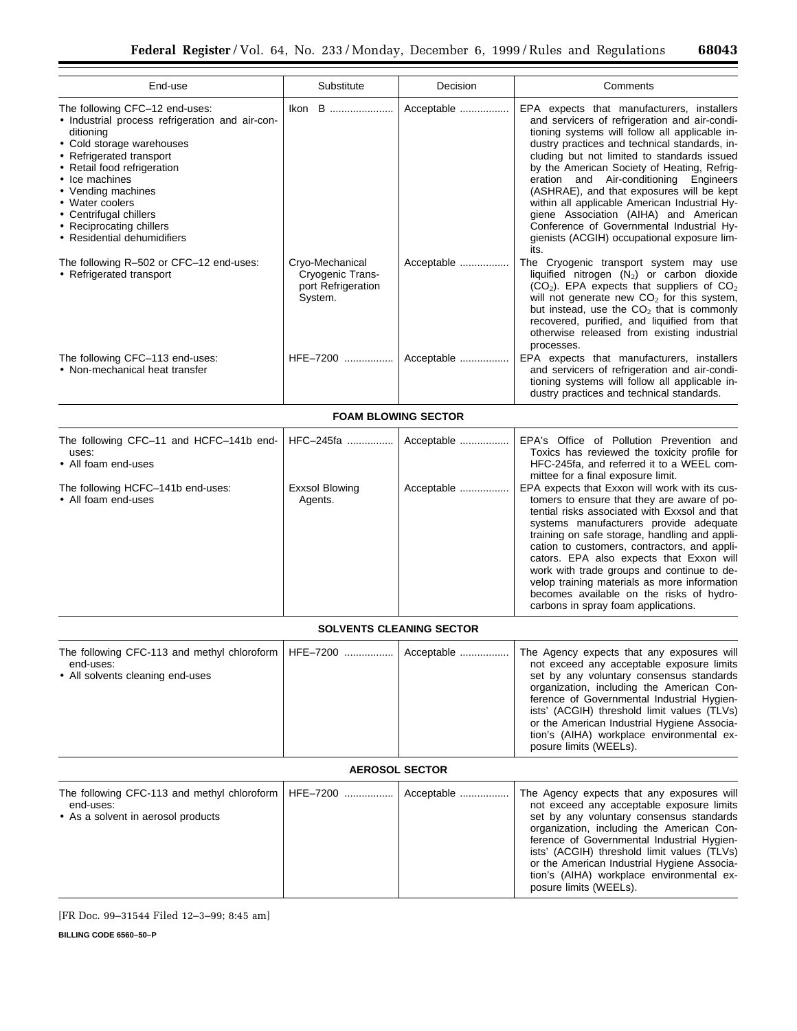| End-use | Substitute | Decision | Comments |
|---|---|---|---|
| The following CFC–12 end-uses: • Industrial process refrigeration and air-conditioning • Cold storage warehouses • Refrigerated transport • Retail food refrigeration • Ice machines • Vending machines • Water coolers • Centrifugal chillers • Reciprocating chillers • Residential dehumidifiers | Ikon B | Acceptable | EPA expects that manufacturers, installers and servicers of refrigeration and air-conditioning systems will follow all applicable industry practices and technical standards, including but not limited to standards issued by the American Society of Heating, Refrigeration and Air-conditioning Engineers (ASHRAE), and that exposures will be kept within all applicable American Industrial Hygiene Association (AIHA) and American Conference of Governmental Industrial Hygienists (ACGIH) occupational exposure limits. |
| The following R–502 or CFC–12 end-uses: • Refrigerated transport | Cryo-Mechanical Cryogenic Transport Refrigeration System. | Acceptable | The Cryogenic transport system may use liquified nitrogen ($N_2$) or carbon dioxide ($CO_2$). EPA expects that suppliers of $CO_2$ will not generate new $CO_2$ for this system, but instead, use the $CO_2$ that is commonly recovered, purified, and liquified from that otherwise released from existing industrial processes. |
| The following CFC–113 end-uses: • Non-mechanical heat transfer | HFE–7200 | Acceptable | EPA expects that manufacturers, installers and servicers of refrigeration and air-conditioning systems will follow all applicable industry practices and technical standards. |
| **FOAM BLOWING SECTOR** | | | |
| The following CFC–11 and HCFC–141b end-uses: • All foam end-uses | HFC–245fa | Acceptable | EPA's Office of Pollution Prevention and Toxics has reviewed the toxicity profile for HFC-245fa, and referred it to a WEEL committee for a final exposure limit. |
| The following HCFC–141b end-uses: • All foam end-uses | Exxsol Blowing Agents. | Acceptable | EPA expects that Exxon will work with its customers to ensure that they are aware of potential risks associated with Exxsol and that systems manufacturers provide adequate training on safe storage, handling and application to customers, contractors, and applicators. EPA also expects that Exxon will work with trade groups and continue to develop training materials as more information becomes available on the risks of hydrocarbons in spray foam applications. |
| **SOLVENTS CLEANING SECTOR** | | | |
| The following CFC-113 and methyl chloroform end-uses: • All solvents cleaning end-uses | HFE–7200 | Acceptable | The Agency expects that any exposures will not exceed any acceptable exposure limits set by any voluntary consensus standards organization, including the American Conference of Governmental Industrial Hygienists' (ACGIH) threshold limit values (TLVs) or the American Industrial Hygiene Association's (AIHA) workplace environmental exposure limits (WEELs). |
| **AEROSOL SECTOR** | | | |
| The following CFC-113 and methyl chloroform end-uses: • As a solvent in aerosol products | HFE–7200 | Acceptable | The Agency expects that any exposures will not exceed any acceptable exposure limits set by any voluntary consensus standards organization, including the American Conference of Governmental Industrial Hygienists' (ACGIH) threshold limit values (TLVs) or the American Industrial Hygiene Association's (AIHA) workplace environmental exposure limits (WEELs). |

[FR Doc. 99–31544 Filed 12–3–99; 8:45 am]

**BILLING CODE 6560–50–P**